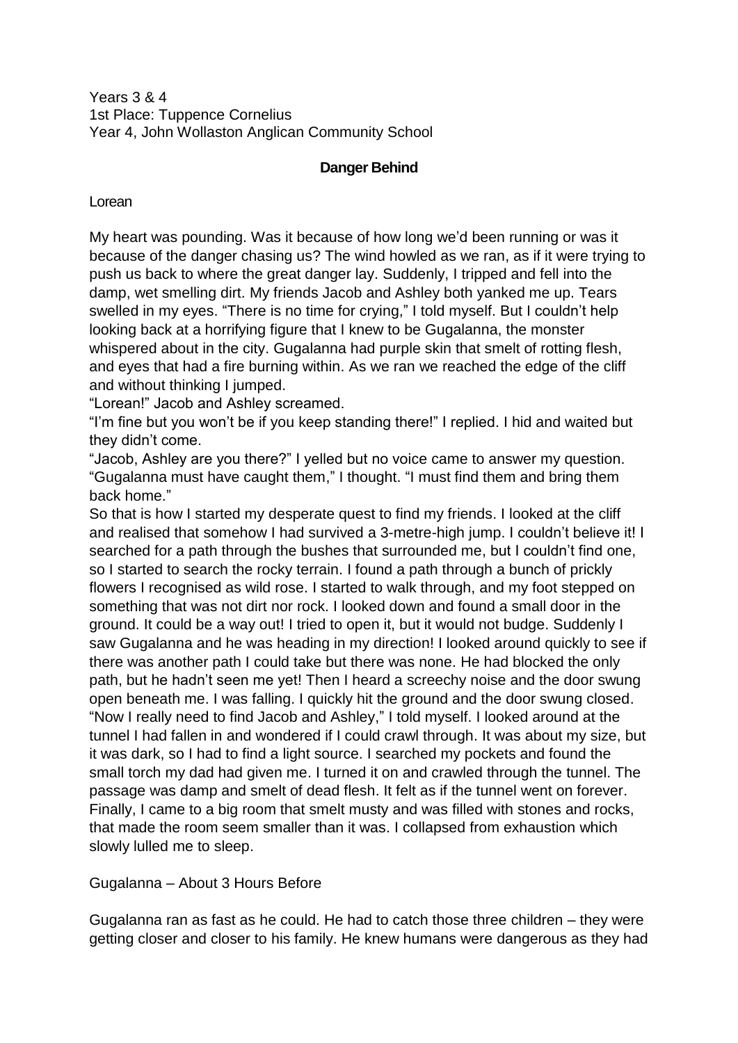Years 3 & 4
1st Place: Tuppence Cornelius
Year 4, John Wollaston Anglican Community School

## Danger Behind

Lorean

My heart was pounding. Was it because of how long we'd been running or was it because of the danger chasing us? The wind howled as we ran, as if it were trying to push us back to where the great danger lay. Suddenly, I tripped and fell into the damp, wet smelling dirt. My friends Jacob and Ashley both yanked me up. Tears swelled in my eyes. "There is no time for crying," I told myself. But I couldn't help looking back at a horrifying figure that I knew to be Gugalanna, the monster whispered about in the city. Gugalanna had purple skin that smelt of rotting flesh, and eyes that had a fire burning within. As we ran we reached the edge of the cliff and without thinking I jumped.

"Lorean!" Jacob and Ashley screamed.

"I'm fine but you won't be if you keep standing there!" I replied. I hid and waited but they didn't come.

"Jacob, Ashley are you there?" I yelled but no voice came to answer my question.

"Gugalanna must have caught them," I thought. "I must find them and bring them back home."

So that is how I started my desperate quest to find my friends. I looked at the cliff and realised that somehow I had survived a 3-metre-high jump. I couldn't believe it! I searched for a path through the bushes that surrounded me, but I couldn't find one, so I started to search the rocky terrain. I found a path through a bunch of prickly flowers I recognised as wild rose. I started to walk through, and my foot stepped on something that was not dirt nor rock. I looked down and found a small door in the ground. It could be a way out! I tried to open it, but it would not budge. Suddenly I saw Gugalanna and he was heading in my direction! I looked around quickly to see if there was another path I could take but there was none. He had blocked the only path, but he hadn't seen me yet! Then I heard a screechy noise and the door swung open beneath me. I was falling. I quickly hit the ground and the door swung closed.

"Now I really need to find Jacob and Ashley," I told myself. I looked around at the tunnel I had fallen in and wondered if I could crawl through. It was about my size, but it was dark, so I had to find a light source. I searched my pockets and found the small torch my dad had given me. I turned it on and crawled through the tunnel. The passage was damp and smelt of dead flesh. It felt as if the tunnel went on forever. Finally, I came to a big room that smelt musty and was filled with stones and rocks, that made the room seem smaller than it was. I collapsed from exhaustion which slowly lulled me to sleep.

Gugalanna – About 3 Hours Before

Gugalanna ran as fast as he could. He had to catch those three children – they were getting closer and closer to his family. He knew humans were dangerous as they had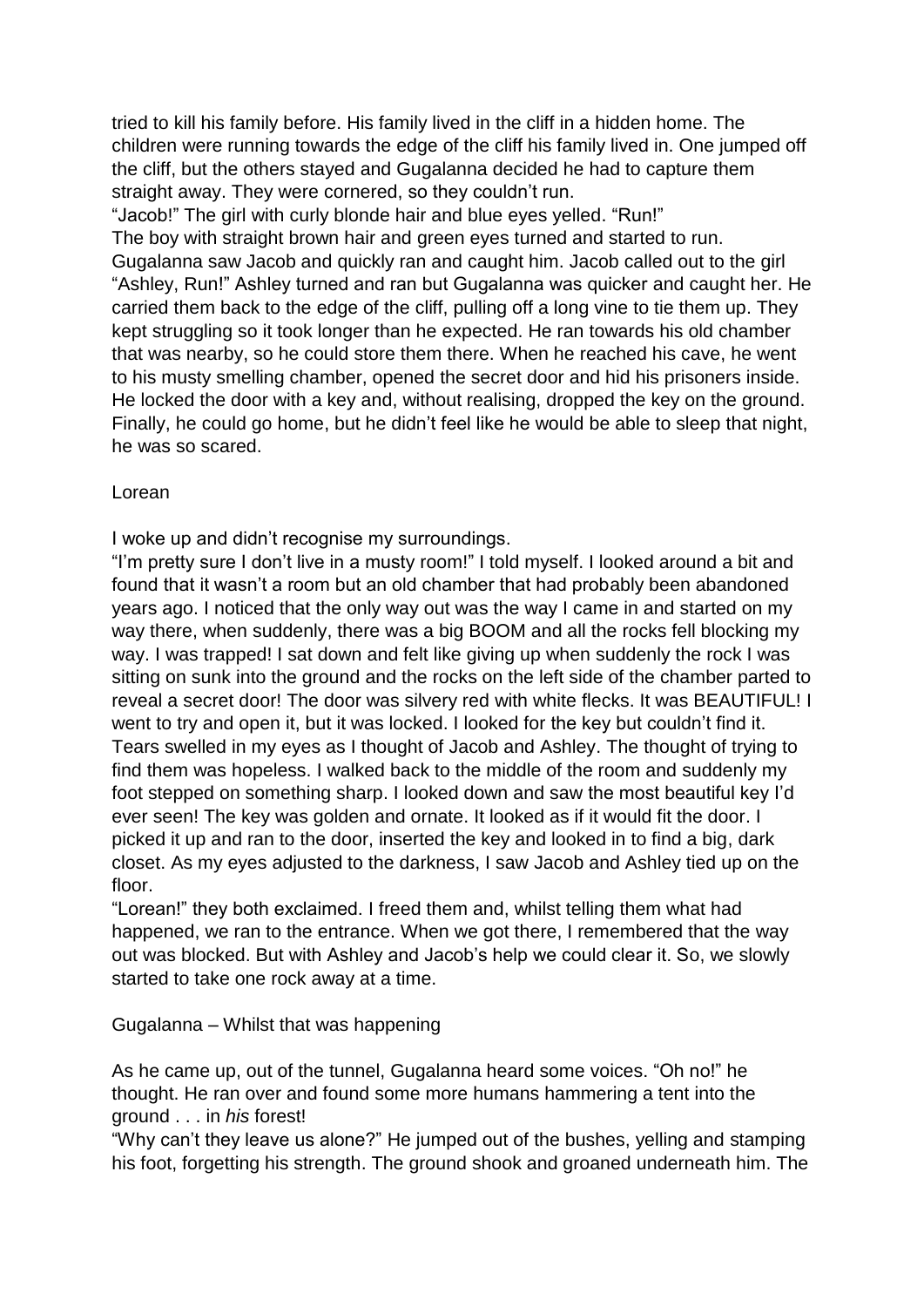tried to kill his family before. His family lived in the cliff in a hidden home. The children were running towards the edge of the cliff his family lived in. One jumped off the cliff, but the others stayed and Gugalanna decided he had to capture them straight away. They were cornered, so they couldn't run.

"Jacob!" The girl with curly blonde hair and blue eyes yelled. "Run!"

The boy with straight brown hair and green eyes turned and started to run. Gugalanna saw Jacob and quickly ran and caught him. Jacob called out to the girl "Ashley, Run!" Ashley turned and ran but Gugalanna was quicker and caught her. He carried them back to the edge of the cliff, pulling off a long vine to tie them up. They kept struggling so it took longer than he expected. He ran towards his old chamber that was nearby, so he could store them there. When he reached his cave, he went to his musty smelling chamber, opened the secret door and hid his prisoners inside. He locked the door with a key and, without realising, dropped the key on the ground. Finally, he could go home, but he didn't feel like he would be able to sleep that night, he was so scared.

Lorean

I woke up and didn't recognise my surroundings.

"I'm pretty sure I don't live in a musty room!" I told myself. I looked around a bit and found that it wasn't a room but an old chamber that had probably been abandoned years ago. I noticed that the only way out was the way I came in and started on my way there, when suddenly, there was a big BOOM and all the rocks fell blocking my way. I was trapped! I sat down and felt like giving up when suddenly the rock I was sitting on sunk into the ground and the rocks on the left side of the chamber parted to reveal a secret door! The door was silvery red with white flecks. It was BEAUTIFUL! I went to try and open it, but it was locked. I looked for the key but couldn't find it. Tears swelled in my eyes as I thought of Jacob and Ashley. The thought of trying to find them was hopeless. I walked back to the middle of the room and suddenly my foot stepped on something sharp. I looked down and saw the most beautiful key I'd ever seen! The key was golden and ornate. It looked as if it would fit the door. I picked it up and ran to the door, inserted the key and looked in to find a big, dark closet. As my eyes adjusted to the darkness, I saw Jacob and Ashley tied up on the floor.

"Lorean!" they both exclaimed. I freed them and, whilst telling them what had happened, we ran to the entrance. When we got there, I remembered that the way out was blocked. But with Ashley and Jacob's help we could clear it. So, we slowly started to take one rock away at a time.

Gugalanna – Whilst that was happening

As he came up, out of the tunnel, Gugalanna heard some voices. "Oh no!" he thought. He ran over and found some more humans hammering a tent into the ground . . . in *his* forest!

"Why can't they leave us alone?" He jumped out of the bushes, yelling and stamping his foot, forgetting his strength. The ground shook and groaned underneath him. The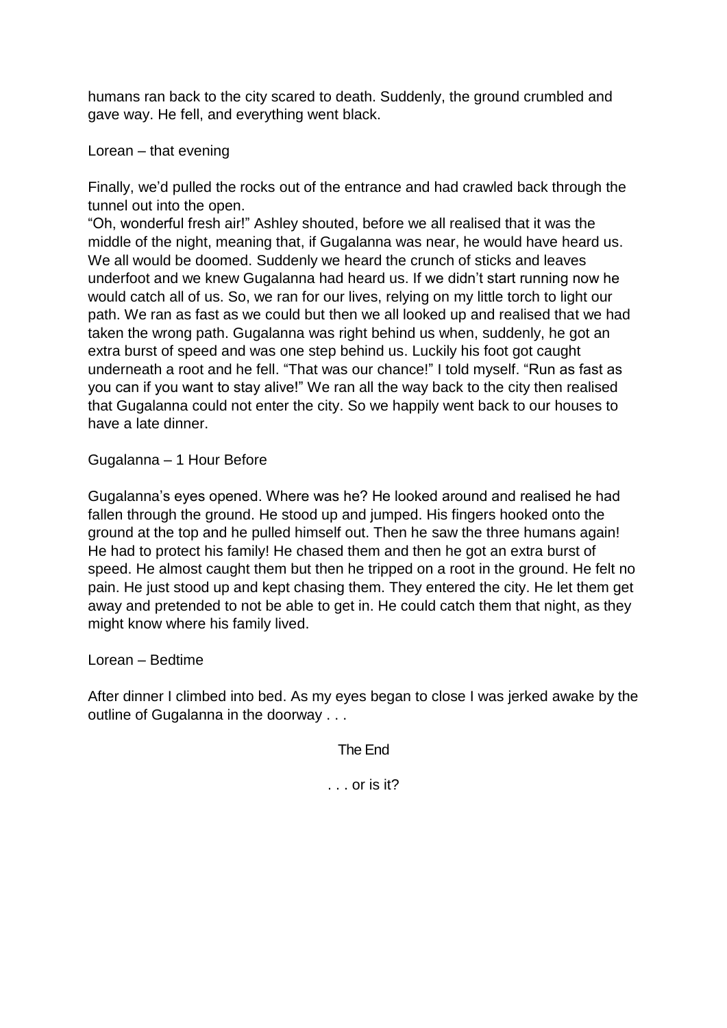humans ran back to the city scared to death. Suddenly, the ground crumbled and gave way. He fell, and everything went black.

Lorean – that evening

Finally, we'd pulled the rocks out of the entrance and had crawled back through the tunnel out into the open.
"Oh, wonderful fresh air!" Ashley shouted, before we all realised that it was the middle of the night, meaning that, if Gugalanna was near, he would have heard us. We all would be doomed. Suddenly we heard the crunch of sticks and leaves underfoot and we knew Gugalanna had heard us. If we didn't start running now he would catch all of us. So, we ran for our lives, relying on my little torch to light our path. We ran as fast as we could but then we all looked up and realised that we had taken the wrong path. Gugalanna was right behind us when, suddenly, he got an extra burst of speed and was one step behind us. Luckily his foot got caught underneath a root and he fell. "That was our chance!" I told myself. "Run as fast as you can if you want to stay alive!" We ran all the way back to the city then realised that Gugalanna could not enter the city. So we happily went back to our houses to have a late dinner.

Gugalanna – 1 Hour Before

Gugalanna's eyes opened. Where was he? He looked around and realised he had fallen through the ground. He stood up and jumped. His fingers hooked onto the ground at the top and he pulled himself out. Then he saw the three humans again! He had to protect his family! He chased them and then he got an extra burst of speed. He almost caught them but then he tripped on a root in the ground. He felt no pain. He just stood up and kept chasing them. They entered the city. He let them get away and pretended to not be able to get in. He could catch them that night, as they might know where his family lived.

Lorean – Bedtime

After dinner I climbed into bed. As my eyes began to close I was jerked awake by the outline of Gugalanna in the doorway . . .

The End

. . . or is it?